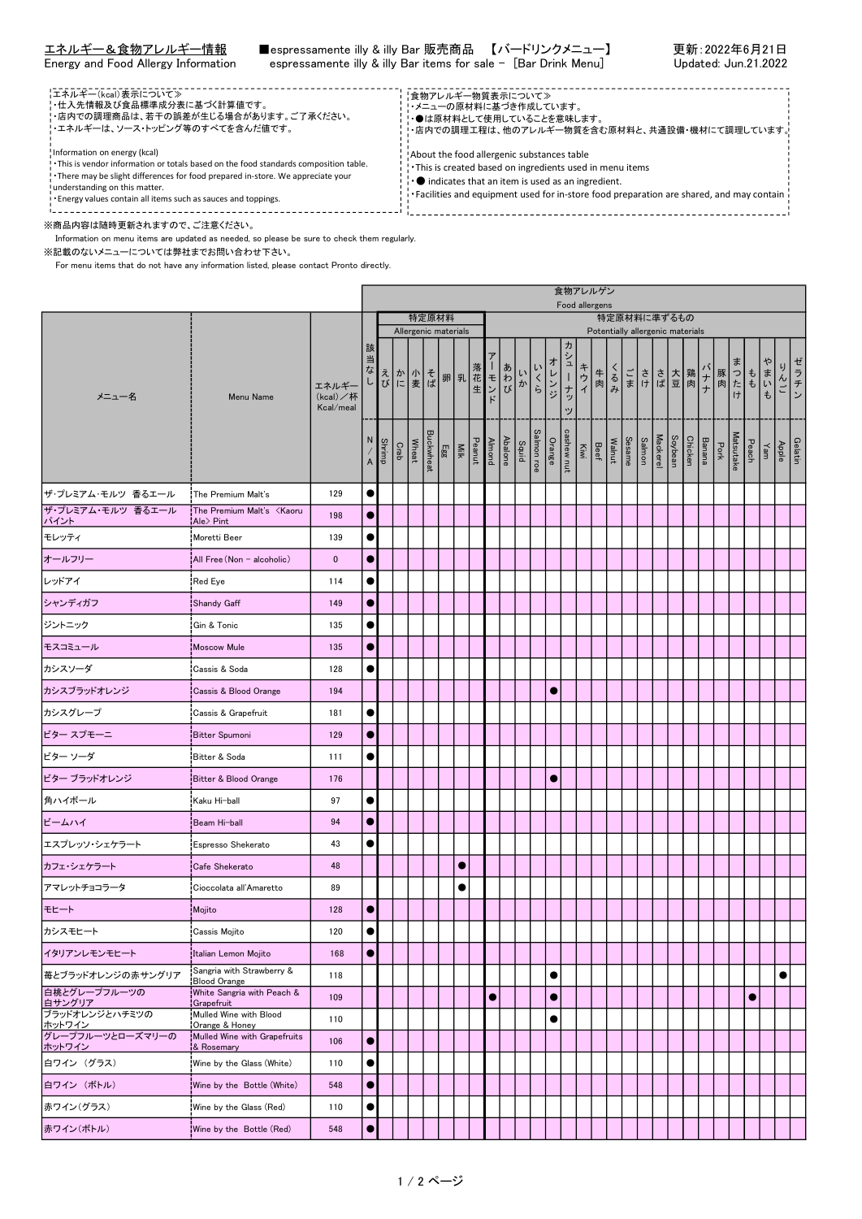# エネルギー＆食物アレルギー情報
Energy and Food Allergy Information

■espressamente illy & illy Bar 販売商品　【バードリンクメニュー】
espressamente illy & illy Bar items for sale - [Bar Drink Menu]

更新：2022年6月21日
Updated: Jun.21.2022

エネルギー(kcal)表示について≫
・仕入先情報及び食品標準成分表に基づく計算値です。
・店内での調理商品は、若干の誤差が生じる場合があります。ご了承ください。
・エネルギーは、ソース・トッピング等のすべてを含んだ値です。

Information on energy (kcal)
・This is vendor information or totals based on the food standards composition table.
・There may be slight differences for food prepared in-store. We appreciate your understanding on this matter.
・Energy values contain all items such as sauces and toppings.

食物アレルギー物質表示について≫
・メニューの原材料に基づき作成しています。
・●は原材料として使用していることを意味します。
・店内での調理工程は、他のアレルギー物質を含む原材料と、共通設備・機材にて調理しています。

About the food allergenic substances table
・This is created based on ingredients used in menu items
・● indicates that an item is used as an ingredient.
・Facilities and equipment used for in-store food preparation are shared, and may contain

※商品内容は随時更新されますので、ご注意ください。
Information on menu items are updated as needed, so please be sure to check them regularly.
※記載のないメニューについては弊社までお問い合わせ下さい。
For menu items that do not have any information listed, please contact Pronto directly.

| メニュー名 | Menu Name | エネルギー(kcal)／杯 Kcal/meal | 食物アレルゲン Food allergens | | | | | | | | | | | | | | | | | | | | | | | | | | | | |
|---|---|---|---|---|---|---|---|---|---|---|---|---|---|---|---|---|---|---|---|---|---|---|---|---|---|---|---|---|---|---|---|
| | | | | 特定原材料 Allergenic materials | | | | | | | 特定原材料に準ずるもの Potentially allergenic materials | | | | | | | | | | | | | | | | | | | | |
| | | | 該当なし N/A | えび Shrimp | かに Crab | 小麦 Wheat | そば Buckwheat | 卵 Egg | 乳 Milk | 落花生 Peanut | アーモンド Almond | あわび Abalone | いか Squid | いくら Salmon roe | オレンジ Orange | カシューナッツ cashew nut | キウイ Kiwi | 牛肉 Beef | くるみ Walnut | ごま Sesame | さけ Salmon | さば Mackerel | 大豆 Soybean | 鶏肉 Chicken | バナナ Banana | 豚肉 Pork | まつたけ Matsutake | もも Peach | やまいも Yam | りんご Apple | ゼラチン Gelatin |
| ザ・プレミアム・モルツ　香るエール | The Premium Malt's | 129 | ● | | | | | | | | | | | | | | | | | | | | | | | | | | | | |
| ザ・プレミアム・モルツ　香るエール パイント | The Premium Malt's <Kaoru Ale> Pint | 198 | ● | | | | | | | | | | | | | | | | | | | | | | | | | | | | |
| モレッティ | Moretti Beer | 139 | ● | | | | | | | | | | | | | | | | | | | | | | | | | | | | |
| オールフリー | All Free (Non - alcoholic) | 0 | ● | | | | | | | | | | | | | | | | | | | | | | | | | | | | |
| レッドアイ | Red Eye | 114 | ● | | | | | | | | | | | | | | | | | | | | | | | | | | | | |
| シャンディガフ | Shandy Gaff | 149 | ● | | | | | | | | | | | | | | | | | | | | | | | | | | | | |
| ジントニック | Gin & Tonic | 135 | ● | | | | | | | | | | | | | | | | | | | | | | | | | | | | |
| モスコミュール | Moscow Mule | 135 | ● | | | | | | | | | | | | | | | | | | | | | | | | | | | | |
| カシスソーダ | Cassis & Soda | 128 | ● | | | | | | | | | | | | | | | | | | | | | | | | | | | | |
| カシスブラッドオレンジ | Cassis & Blood Orange | 194 | | | | | | | | | | | | | ● | | | | | | | | | | | | | | | | |
| カシスグレープ | Cassis & Grapefruit | 181 | ● | | | | | | | | | | | | | | | | | | | | | | | | | | | | |
| ビター スプモーニ | Bitter Spumoni | 129 | ● | | | | | | | | | | | | | | | | | | | | | | | | | | | | |
| ビター ソーダ | Bitter & Soda | 111 | ● | | | | | | | | | | | | | | | | | | | | | | | | | | | | |
| ビター ブラッドオレンジ | Bitter & Blood Orange | 176 | | | | | | | | | | | | | ● | | | | | | | | | | | | | | | | |
| 角ハイボール | Kaku Hi-ball | 97 | ● | | | | | | | | | | | | | | | | | | | | | | | | | | | | |
| ビームハイ | Beam Hi-ball | 94 | ● | | | | | | | | | | | | | | | | | | | | | | | | | | | | |
| エスプレッソ・シェケラート | Espresso Shekerato | 43 | ● | | | | | | | | | | | | | | | | | | | | | | | | | | | | |
| カフェ・シェケラート | Cafe Shekerato | 48 | | | | | | | ● | | | | | | | | | | | | | | | | | | | | | | |
| アマレットチョコラータ | Cioccolata all'Amaretto | 89 | | | | | | | ● | | | | | | | | | | | | | | | | | | | | | | |
| モヒート | Mojito | 128 | ● | | | | | | | | | | | | | | | | | | | | | | | | | | | | |
| カシスモヒート | Cassis Mojito | 120 | ● | | | | | | | | | | | | | | | | | | | | | | | | | | | | |
| イタリアンレモンモヒート | Italian Lemon Mojito | 168 | ● | | | | | | | | | | | | | | | | | | | | | | | | | | | | |
| 苺とブラッドオレンジの赤サングリア | Sangria with Strawberry & Blood Orange | 118 | | | | | | | | | | | | | ● | | | | | | | | | | | | | | | ● | |
| 白桃とグレープフルーツの白サングリア | White Sangria with Peach & Grapefruit | 109 | | | | | | | | | ● | | | | ● | | | | | | | | | | | | | ● | | | |
| ブラッドオレンジとハチミツのホットワイン | Mulled Wine with Blood Orange & Honey | 110 | | | | | | | | | | | | | ● | | | | | | | | | | | | | | | | |
| グレープフルーツとローズマリーのホットワイン | Mulled Wine with Grapefruits & Rosemary | 106 | ● | | | | | | | | | | | | | | | | | | | | | | | | | | | | |
| 白ワイン （グラス） | Wine by the Glass (White) | 110 | ● | | | | | | | | | | | | | | | | | | | | | | | | | | | | |
| 白ワイン （ボトル） | Wine by the Bottle (White) | 548 | ● | | | | | | | | | | | | | | | | | | | | | | | | | | | | |
| 赤ワイン(グラス) | Wine by the Glass (Red) | 110 | ● | | | | | | | | | | | | | | | | | | | | | | | | | | | | |
| 赤ワイン(ボトル) | Wine by the Bottle (Red) | 548 | ● | | | | | | | | | | | | | | | | | | | | | | | | | | | | |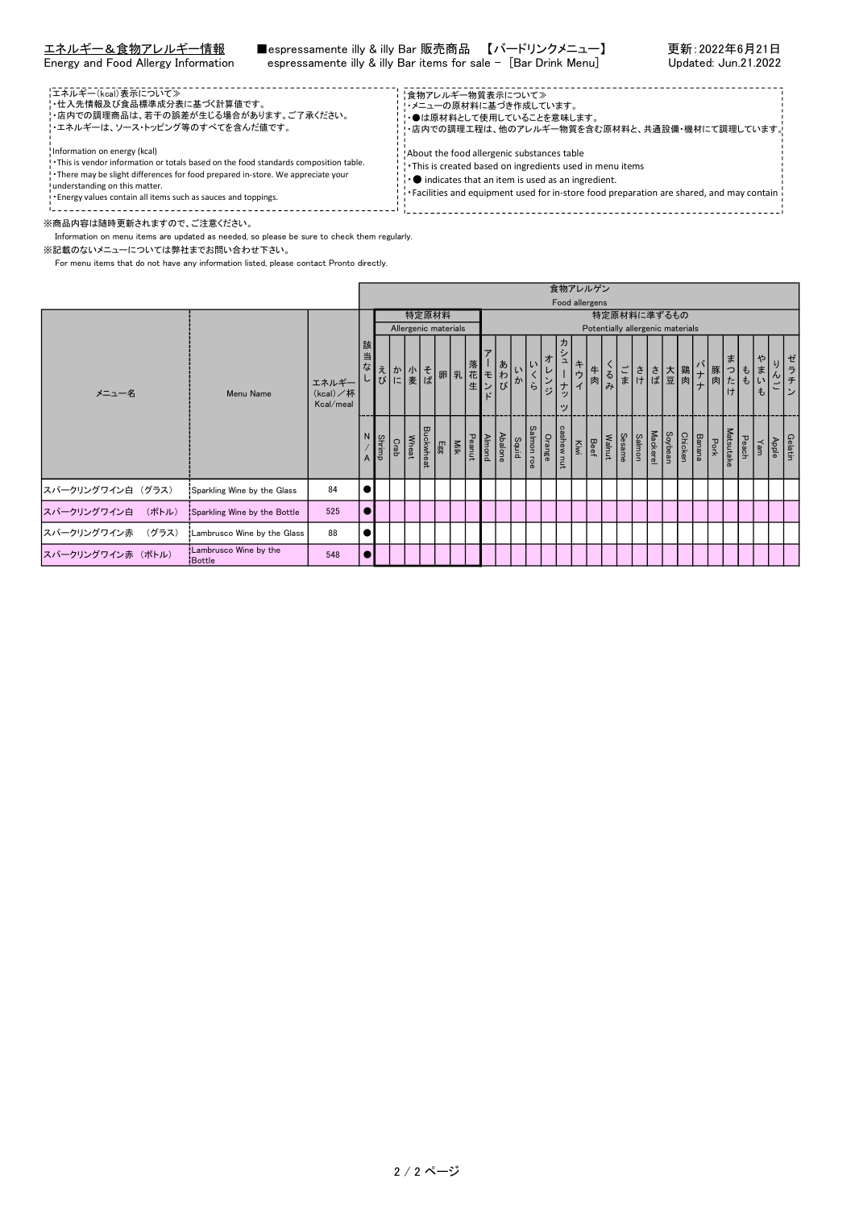エネルギー＆食物アレルギー情報
Energy and Food Allergy Information

■espressamente illy & illy Bar 販売商品　【バードリンクメニュー】
espressamente illy & illy Bar items for sale – [Bar Drink Menu]

更新：2022年6月21日
Updated: Jun.21.2022

エネルギー(kcal)表示について≫
・仕入先情報及び食品標準成分表に基づく計算値です。
・店内での調理商品は、若干の誤差が生じる場合があります。ご了承ください。
・エネルギーは、ソース・トッピング等のすべてを含んだ値です。

Information on energy (kcal)
・This is vendor information or totals based on the food standards composition table.
・There may be slight differences for food prepared in-store. We appreciate your understanding on this matter.
・Energy values contain all items such as sauces and toppings.

食物アレルギー物質表示について≫
・メニューの原材料に基づき作成しています。
・●は原材料として使用していることを意味します。
・店内での調理工程は、他のアレルギー物質を含む原材料と、共通設備・機材にて調理しています。

About the food allergenic substances table
・This is created based on ingredients used in menu items
・● indicates that an item is used as an ingredient.
・Facilities and equipment used for in-store food preparation are shared, and may contain

※商品内容は随時更新されますので、ご注意ください。
Information on menu items are updated as needed, so please be sure to check them regularly.
※記載のないメニューについては弊社までお問い合わせ下さい。
For menu items that do not have any information listed, please contact Pronto directly.

| メニュー名 | Menu Name | エネルギー (kcal)／杯 Kcal/meal | 該当なし N/A | 特定原材料 Allergenic materials | | | | | | | 特定原材料に準ずるもの Potentially allergenic materials | | | | | | | | | | | | | | | | | | | | |
|---|---|---|---|---|---|---|---|---|---|---|---|---|---|---|---|---|---|---|---|---|---|---|---|---|---|---|---|---|---|---|---|
| | | | | えび Shrimp | かに Crab | 小麦 Wheat | そば Buckwheat | 卵 Egg | 乳 Milk | 落花生 Peanut | アーモンド Almond | あわび Abalone | いか Squid | いくら Salmon roe | オレンジ Orange | カシューナッツ cashew nut | キウイ Kiwi | 牛肉 Beef | くるみ Walnut | ごま Sesame | さけ Salmon | さば Mackerel | 大豆 Soybean | 鶏肉 Chicken | バナナ Banana | 豚肉 Pork | まつたけ Matsutake | もも Peach | やまいも Yam | りんご Apple | ゼラチン Gelatin |
| スパークリングワイン白 （グラス） | Sparkling Wine by the Glass | 84 | ● | | | | | | | | | | | | | | | | | | | | | | | | | | | | |
| スパークリングワイン白 （ボトル） | Sparkling Wine by the Bottle | 525 | ● | | | | | | | | | | | | | | | | | | | | | | | | | | | | |
| スパークリングワイン赤 （グラス） | Lambrusco Wine by the Glass | 88 | ● | | | | | | | | | | | | | | | | | | | | | | | | | | | | |
| スパークリングワイン赤 （ボトル） | Lambrusco Wine by the Bottle | 548 | ● | | | | | | | | | | | | | | | | | | | | | | | | | | | | |